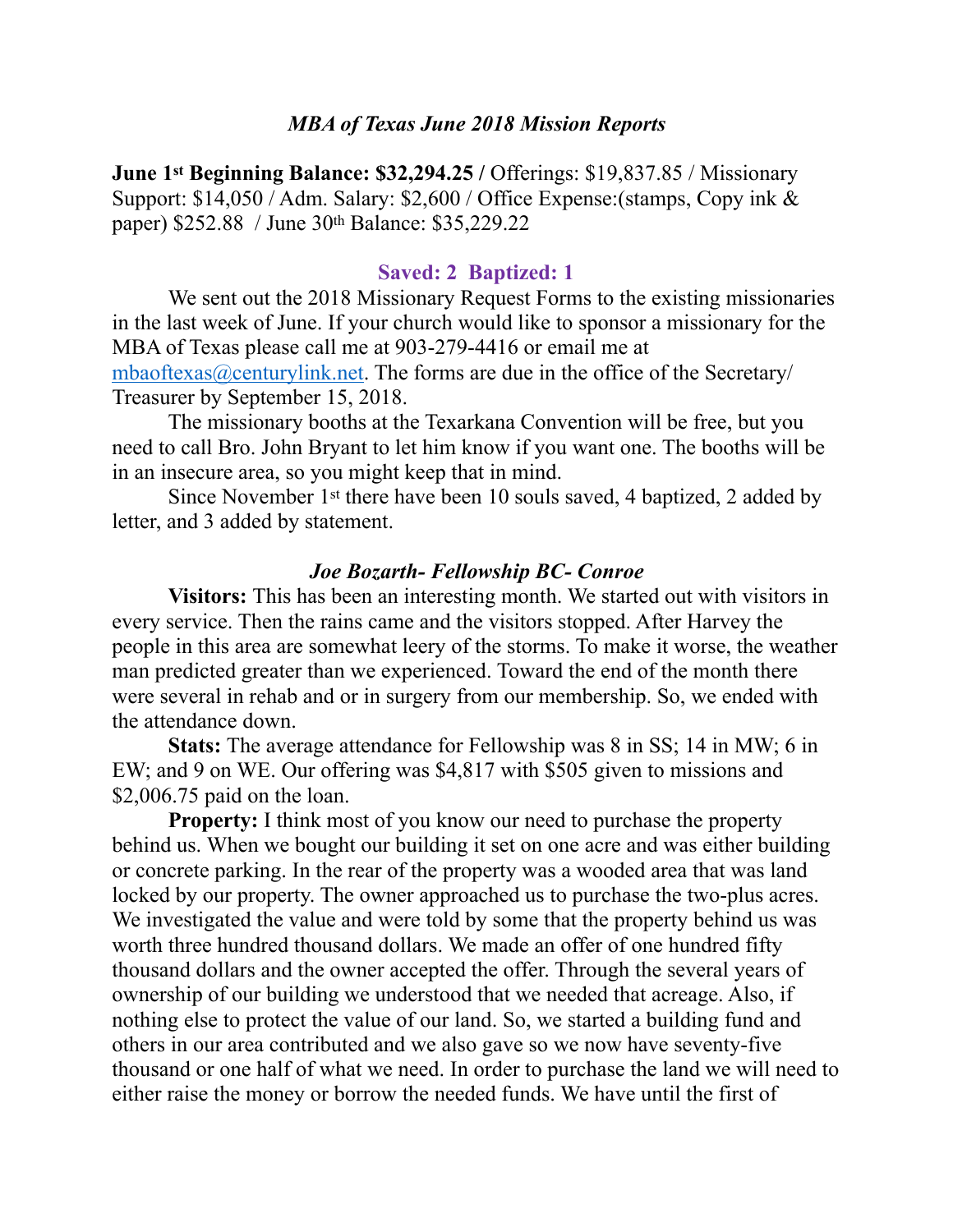## *MBA of Texas June 2018 Mission Reports*

**June 1st Beginning Balance: $32,294.25 /** Offerings: $19,837.85 / Missionary Support: $14,050 / Adm. Salary: $2,600 / Office Expense:(stamps, Copy ink & paper) $252.88 / June 30th Balance: $35,229.22

### Saved: 2 Baptized: 1

We sent out the 2018 Missionary Request Forms to the existing missionaries in the last week of June. If your church would like to sponsor a missionary for the MBA of Texas please call me at 903-279-4416 or email me at mbaoftexas@centurylink.net. The forms are due in the office of the Secretary/ Treasurer by September 15, 2018.

The missionary booths at the Texarkana Convention will be free, but you need to call Bro. John Bryant to let him know if you want one. The booths will be in an insecure area, so you might keep that in mind.

Since November 1st there have been 10 souls saved, 4 baptized, 2 added by letter, and 3 added by statement.

### *Joe Bozarth- Fellowship BC- Conroe*

**Visitors:** This has been an interesting month. We started out with visitors in every service. Then the rains came and the visitors stopped. After Harvey the people in this area are somewhat leery of the storms. To make it worse, the weather man predicted greater than we experienced. Toward the end of the month there were several in rehab and or in surgery from our membership. So, we ended with the attendance down.

**Stats:** The average attendance for Fellowship was 8 in SS; 14 in MW; 6 in EW; and 9 on WE. Our offering was $4,817 with $505 given to missions and $2,006.75 paid on the loan.

**Property:** I think most of you know our need to purchase the property behind us. When we bought our building it set on one acre and was either building or concrete parking. In the rear of the property was a wooded area that was land locked by our property. The owner approached us to purchase the two-plus acres. We investigated the value and were told by some that the property behind us was worth three hundred thousand dollars. We made an offer of one hundred fifty thousand dollars and the owner accepted the offer. Through the several years of ownership of our building we understood that we needed that acreage. Also, if nothing else to protect the value of our land. So, we started a building fund and others in our area contributed and we also gave so we now have seventy-five thousand or one half of what we need. In order to purchase the land we will need to either raise the money or borrow the needed funds. We have until the first of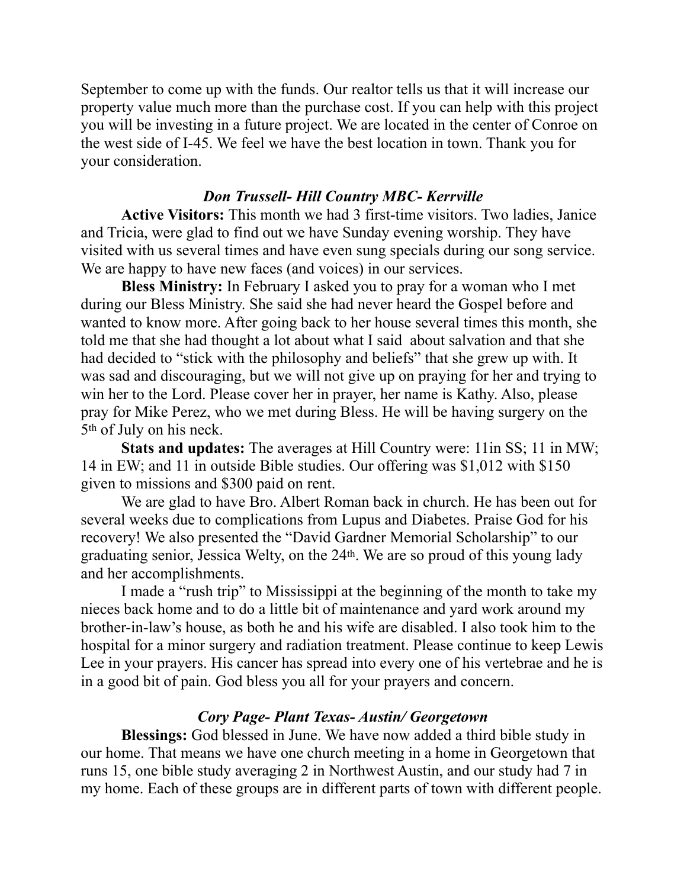September to come up with the funds. Our realtor tells us that it will increase our property value much more than the purchase cost. If you can help with this project you will be investing in a future project. We are located in the center of Conroe on the west side of I-45. We feel we have the best location in town. Thank you for your consideration.

### *Don Trussell- Hill Country MBC- Kerrville*

**Active Visitors:** This month we had 3 first-time visitors. Two ladies, Janice and Tricia, were glad to find out we have Sunday evening worship. They have visited with us several times and have even sung specials during our song service. We are happy to have new faces (and voices) in our services.

**Bless Ministry:** In February I asked you to pray for a woman who I met during our Bless Ministry. She said she had never heard the Gospel before and wanted to know more. After going back to her house several times this month, she told me that she had thought a lot about what I said about salvation and that she had decided to "stick with the philosophy and beliefs" that she grew up with. It was sad and discouraging, but we will not give up on praying for her and trying to win her to the Lord. Please cover her in prayer, her name is Kathy. Also, please pray for Mike Perez, who we met during Bless. He will be having surgery on the 5th of July on his neck.

**Stats and updates:** The averages at Hill Country were: 11in SS; 11 in MW; 14 in EW; and 11 in outside Bible studies. Our offering was $1,012 with $150 given to missions and $300 paid on rent.

We are glad to have Bro. Albert Roman back in church. He has been out for several weeks due to complications from Lupus and Diabetes. Praise God for his recovery! We also presented the "David Gardner Memorial Scholarship" to our graduating senior, Jessica Welty, on the 24th. We are so proud of this young lady and her accomplishments.

I made a "rush trip" to Mississippi at the beginning of the month to take my nieces back home and to do a little bit of maintenance and yard work around my brother-in-law's house, as both he and his wife are disabled. I also took him to the hospital for a minor surgery and radiation treatment. Please continue to keep Lewis Lee in your prayers. His cancer has spread into every one of his vertebrae and he is in a good bit of pain. God bless you all for your prayers and concern.

### *Cory Page- Plant Texas- Austin/ Georgetown*

**Blessings:** God blessed in June. We have now added a third bible study in our home. That means we have one church meeting in a home in Georgetown that runs 15, one bible study averaging 2 in Northwest Austin, and our study had 7 in my home. Each of these groups are in different parts of town with different people.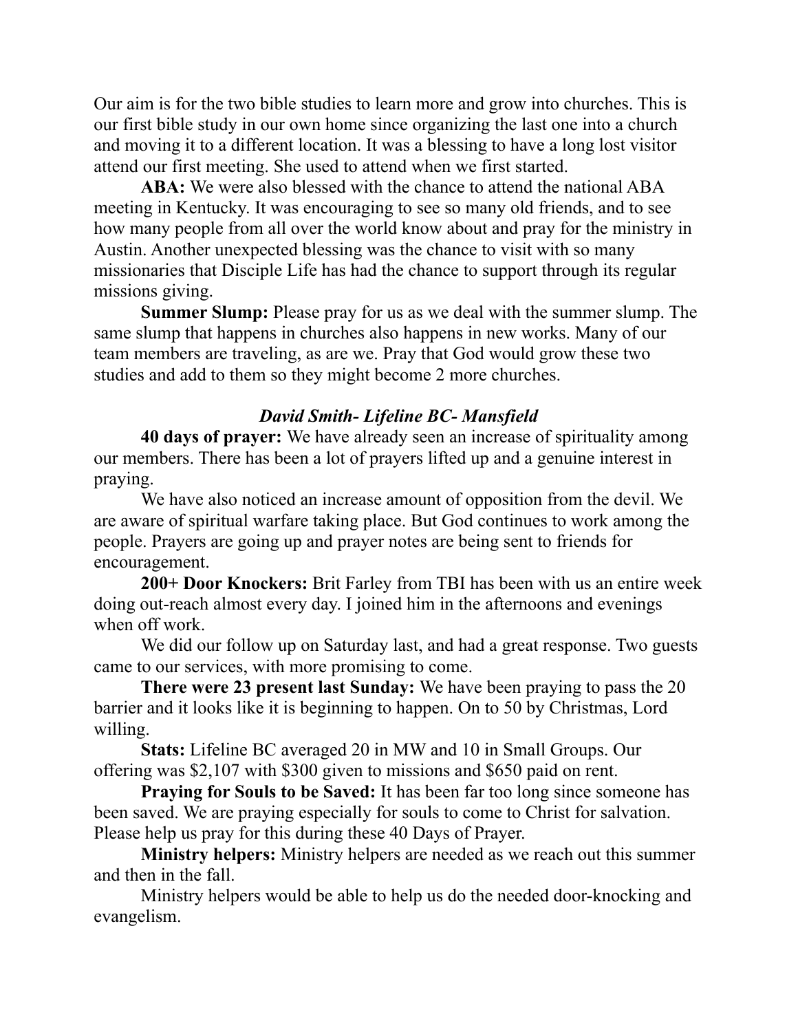Our aim is for the two bible studies to learn more and grow into churches. This is our first bible study in our own home since organizing the last one into a church and moving it to a different location. It was a blessing to have a long lost visitor attend our first meeting. She used to attend when we first started.

**ABA:** We were also blessed with the chance to attend the national ABA meeting in Kentucky. It was encouraging to see so many old friends, and to see how many people from all over the world know about and pray for the ministry in Austin. Another unexpected blessing was the chance to visit with so many missionaries that Disciple Life has had the chance to support through its regular missions giving.

**Summer Slump:** Please pray for us as we deal with the summer slump. The same slump that happens in churches also happens in new works. Many of our team members are traveling, as are we. Pray that God would grow these two studies and add to them so they might become 2 more churches.

***David Smith- Lifeline BC- Mansfield***

**40 days of prayer:** We have already seen an increase of spirituality among our members. There has been a lot of prayers lifted up and a genuine interest in praying.

We have also noticed an increase amount of opposition from the devil. We are aware of spiritual warfare taking place. But God continues to work among the people. Prayers are going up and prayer notes are being sent to friends for encouragement.

**200+ Door Knockers:** Brit Farley from TBI has been with us an entire week doing out-reach almost every day. I joined him in the afternoons and evenings when off work.

We did our follow up on Saturday last, and had a great response. Two guests came to our services, with more promising to come.

**There were 23 present last Sunday:** We have been praying to pass the 20 barrier and it looks like it is beginning to happen. On to 50 by Christmas, Lord willing.

**Stats:** Lifeline BC averaged 20 in MW and 10 in Small Groups. Our offering was $2,107 with $300 given to missions and $650 paid on rent.

**Praying for Souls to be Saved:** It has been far too long since someone has been saved. We are praying especially for souls to come to Christ for salvation. Please help us pray for this during these 40 Days of Prayer.

**Ministry helpers:** Ministry helpers are needed as we reach out this summer and then in the fall.

Ministry helpers would be able to help us do the needed door-knocking and evangelism.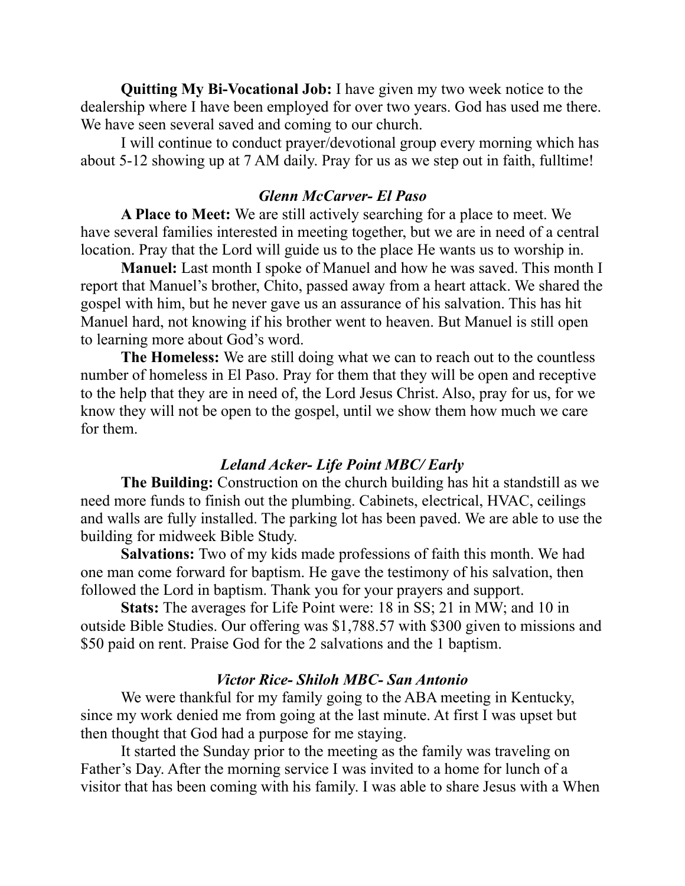**Quitting My Bi-Vocational Job:** I have given my two week notice to the dealership where I have been employed for over two years. God has used me there. We have seen several saved and coming to our church.

I will continue to conduct prayer/devotional group every morning which has about 5-12 showing up at 7 AM daily. Pray for us as we step out in faith, fulltime!

### *Glenn McCarver- El Paso*

**A Place to Meet:** We are still actively searching for a place to meet. We have several families interested in meeting together, but we are in need of a central location. Pray that the Lord will guide us to the place He wants us to worship in.

**Manuel:** Last month I spoke of Manuel and how he was saved. This month I report that Manuel's brother, Chito, passed away from a heart attack. We shared the gospel with him, but he never gave us an assurance of his salvation. This has hit Manuel hard, not knowing if his brother went to heaven. But Manuel is still open to learning more about God's word.

**The Homeless:** We are still doing what we can to reach out to the countless number of homeless in El Paso. Pray for them that they will be open and receptive to the help that they are in need of, the Lord Jesus Christ. Also, pray for us, for we know they will not be open to the gospel, until we show them how much we care for them.

### *Leland Acker- Life Point MBC/ Early*

**The Building:** Construction on the church building has hit a standstill as we need more funds to finish out the plumbing. Cabinets, electrical, HVAC, ceilings and walls are fully installed. The parking lot has been paved. We are able to use the building for midweek Bible Study.

**Salvations:** Two of my kids made professions of faith this month. We had one man come forward for baptism. He gave the testimony of his salvation, then followed the Lord in baptism. Thank you for your prayers and support.

**Stats:** The averages for Life Point were: 18 in SS; 21 in MW; and 10 in outside Bible Studies. Our offering was $1,788.57 with $300 given to missions and $50 paid on rent. Praise God for the 2 salvations and the 1 baptism.

### *Victor Rice- Shiloh MBC- San Antonio*

We were thankful for my family going to the ABA meeting in Kentucky, since my work denied me from going at the last minute. At first I was upset but then thought that God had a purpose for me staying.

It started the Sunday prior to the meeting as the family was traveling on Father's Day. After the morning service I was invited to a home for lunch of a visitor that has been coming with his family. I was able to share Jesus with a When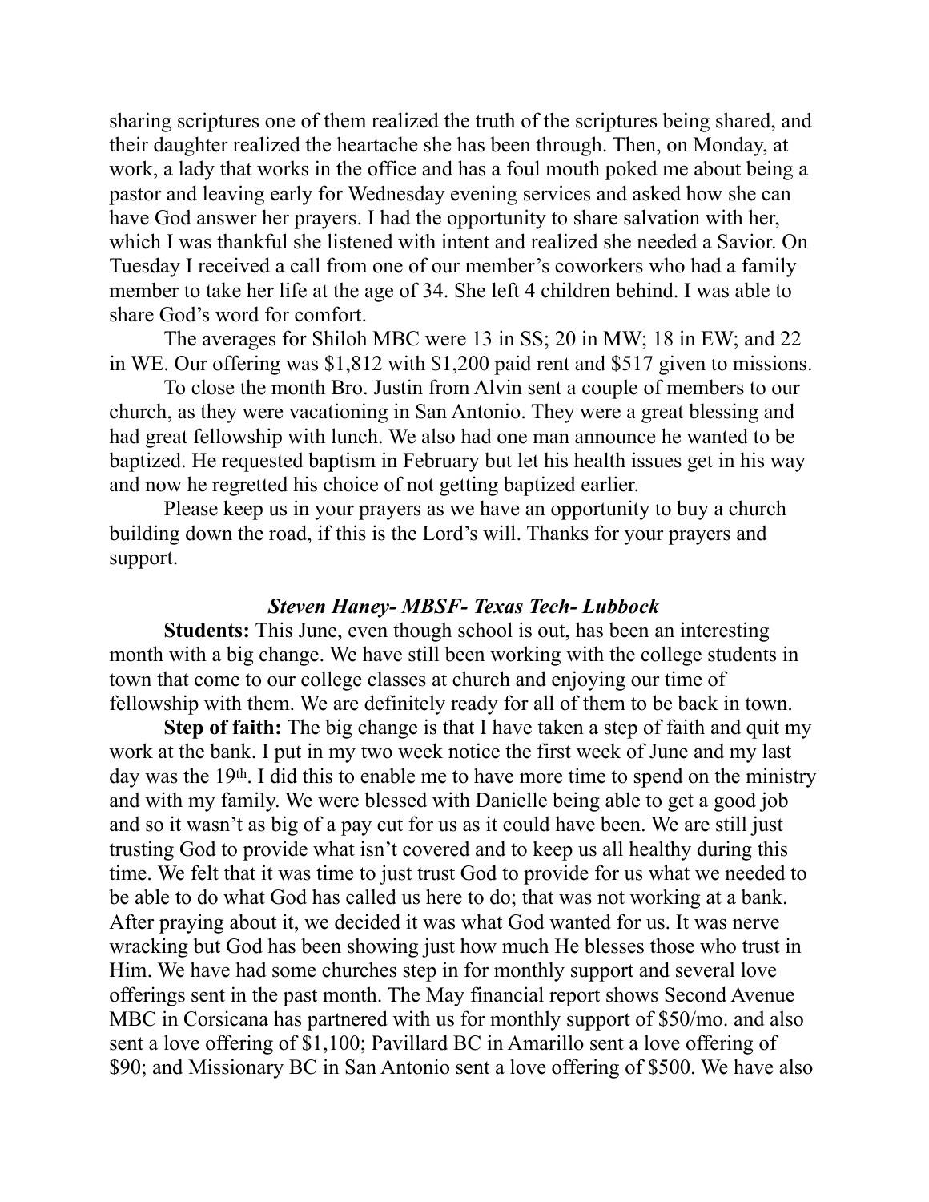sharing scriptures one of them realized the truth of the scriptures being shared, and their daughter realized the heartache she has been through. Then, on Monday, at work, a lady that works in the office and has a foul mouth poked me about being a pastor and leaving early for Wednesday evening services and asked how she can have God answer her prayers. I had the opportunity to share salvation with her, which I was thankful she listened with intent and realized she needed a Savior. On Tuesday I received a call from one of our member's coworkers who had a family member to take her life at the age of 34. She left 4 children behind. I was able to share God's word for comfort.

The averages for Shiloh MBC were 13 in SS; 20 in MW; 18 in EW; and 22 in WE. Our offering was $1,812 with $1,200 paid rent and $517 given to missions.

To close the month Bro. Justin from Alvin sent a couple of members to our church, as they were vacationing in San Antonio. They were a great blessing and had great fellowship with lunch. We also had one man announce he wanted to be baptized. He requested baptism in February but let his health issues get in his way and now he regretted his choice of not getting baptized earlier.

Please keep us in your prayers as we have an opportunity to buy a church building down the road, if this is the Lord's will. Thanks for your prayers and support.

### *Steven Haney- MBSF- Texas Tech- Lubbock*

**Students:** This June, even though school is out, has been an interesting month with a big change. We have still been working with the college students in town that come to our college classes at church and enjoying our time of fellowship with them. We are definitely ready for all of them to be back in town.

**Step of faith:** The big change is that I have taken a step of faith and quit my work at the bank. I put in my two week notice the first week of June and my last day was the 19th. I did this to enable me to have more time to spend on the ministry and with my family. We were blessed with Danielle being able to get a good job and so it wasn't as big of a pay cut for us as it could have been. We are still just trusting God to provide what isn't covered and to keep us all healthy during this time. We felt that it was time to just trust God to provide for us what we needed to be able to do what God has called us here to do; that was not working at a bank. After praying about it, we decided it was what God wanted for us. It was nerve wracking but God has been showing just how much He blesses those who trust in Him. We have had some churches step in for monthly support and several love offerings sent in the past month. The May financial report shows Second Avenue MBC in Corsicana has partnered with us for monthly support of $50/mo. and also sent a love offering of $1,100; Pavillard BC in Amarillo sent a love offering of $90; and Missionary BC in San Antonio sent a love offering of $500. We have also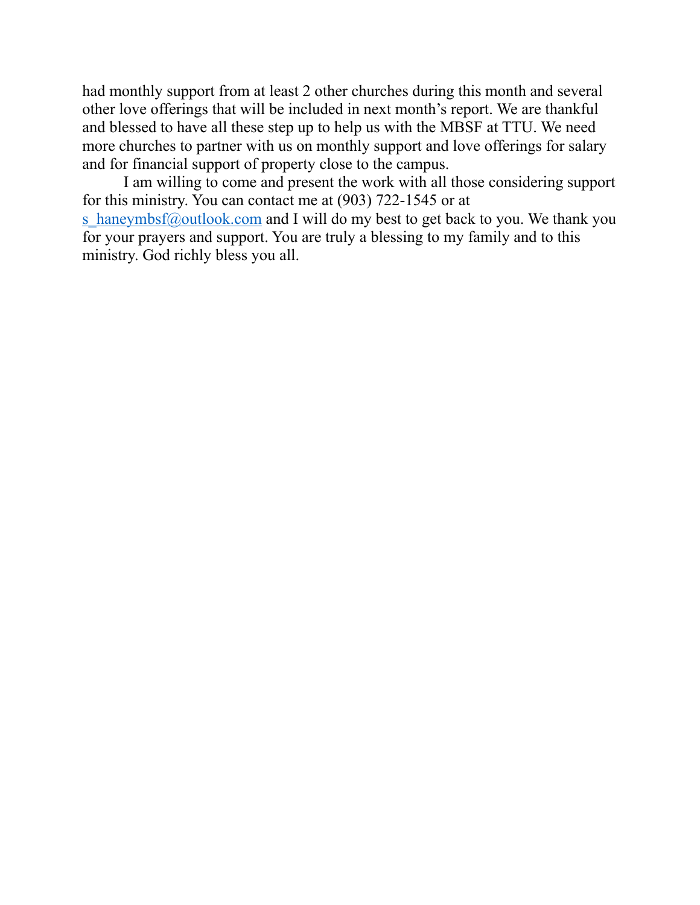had monthly support from at least 2 other churches during this month and several other love offerings that will be included in next month's report. We are thankful and blessed to have all these step up to help us with the MBSF at TTU. We need more churches to partner with us on monthly support and love offerings for salary and for financial support of property close to the campus.

I am willing to come and present the work with all those considering support for this ministry. You can contact me at (903) 722-1545 or at s_haneymbsf@outlook.com and I will do my best to get back to you. We thank you for your prayers and support. You are truly a blessing to my family and to this ministry. God richly bless you all.